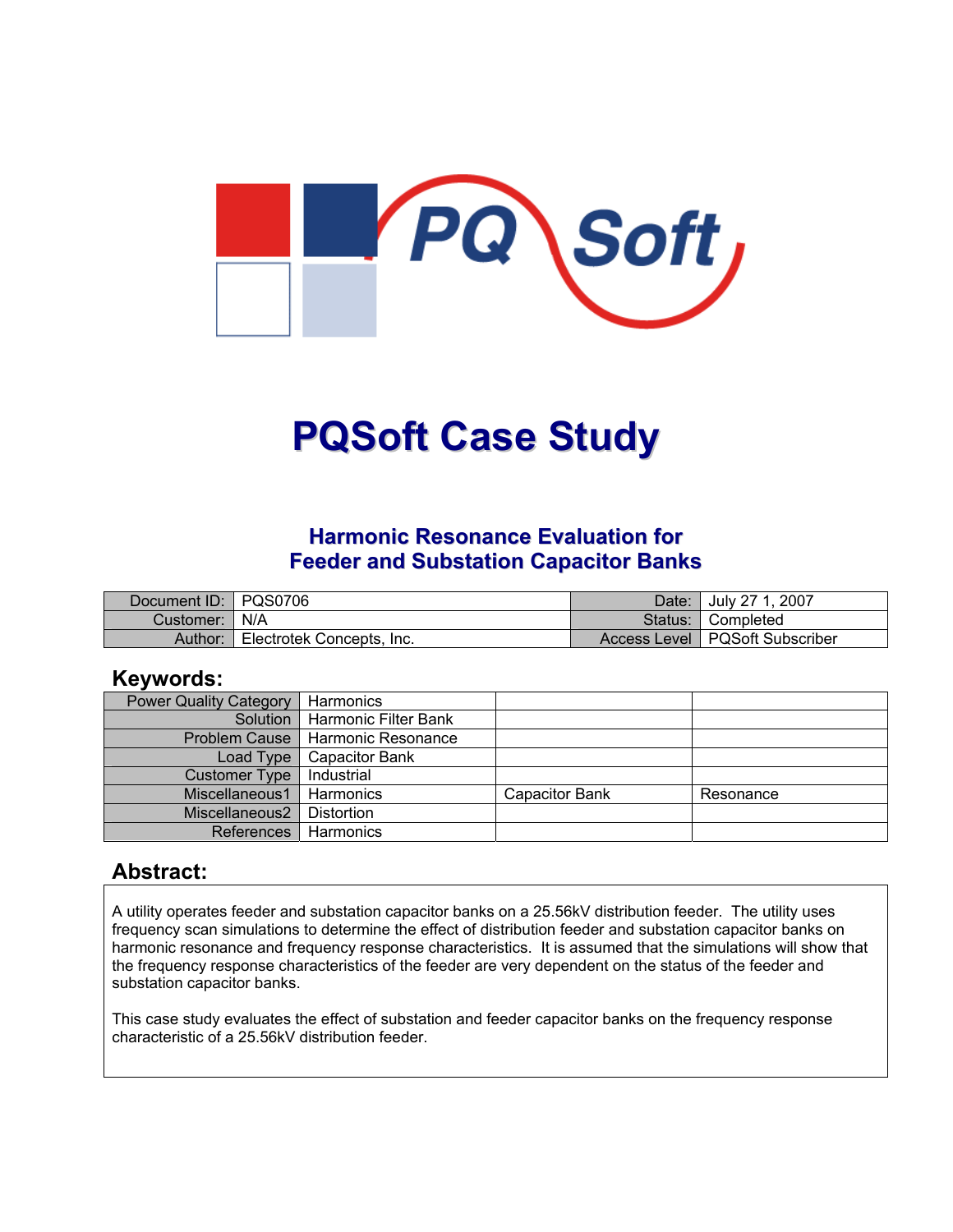# PQSoft Case Study

## Harmonic Resonance Evaluation for Feeder and Substation Capacitor Banks

| Document ID: | PQS0706 | Date: | July 27 1, 2007 |
|---|---|---|---|
| Customer: | N/A | Status: | Completed |
| Author: | Electrotek Concepts, Inc. | Access Level | PQSoft Subscriber |

## Keywords:

| Power Quality Category | Harmonics | | |
|---|---|---|---|
| Solution | Harmonic Filter Bank | | |
| Problem Cause | Harmonic Resonance | | |
| Load Type | Capacitor Bank | | |
| Customer Type | Industrial | | |
| Miscellaneous1 | Harmonics | Capacitor Bank | Resonance |
| Miscellaneous2 | Distortion | | |
| References | Harmonics | | |

## Abstract:

A utility operates feeder and substation capacitor banks on a 25.56kV distribution feeder. The utility uses frequency scan simulations to determine the effect of distribution feeder and substation capacitor banks on harmonic resonance and frequency response characteristics. It is assumed that the simulations will show that the frequency response characteristics of the feeder are very dependent on the status of the feeder and substation capacitor banks.

This case study evaluates the effect of substation and feeder capacitor banks on the frequency response characteristic of a 25.56kV distribution feeder.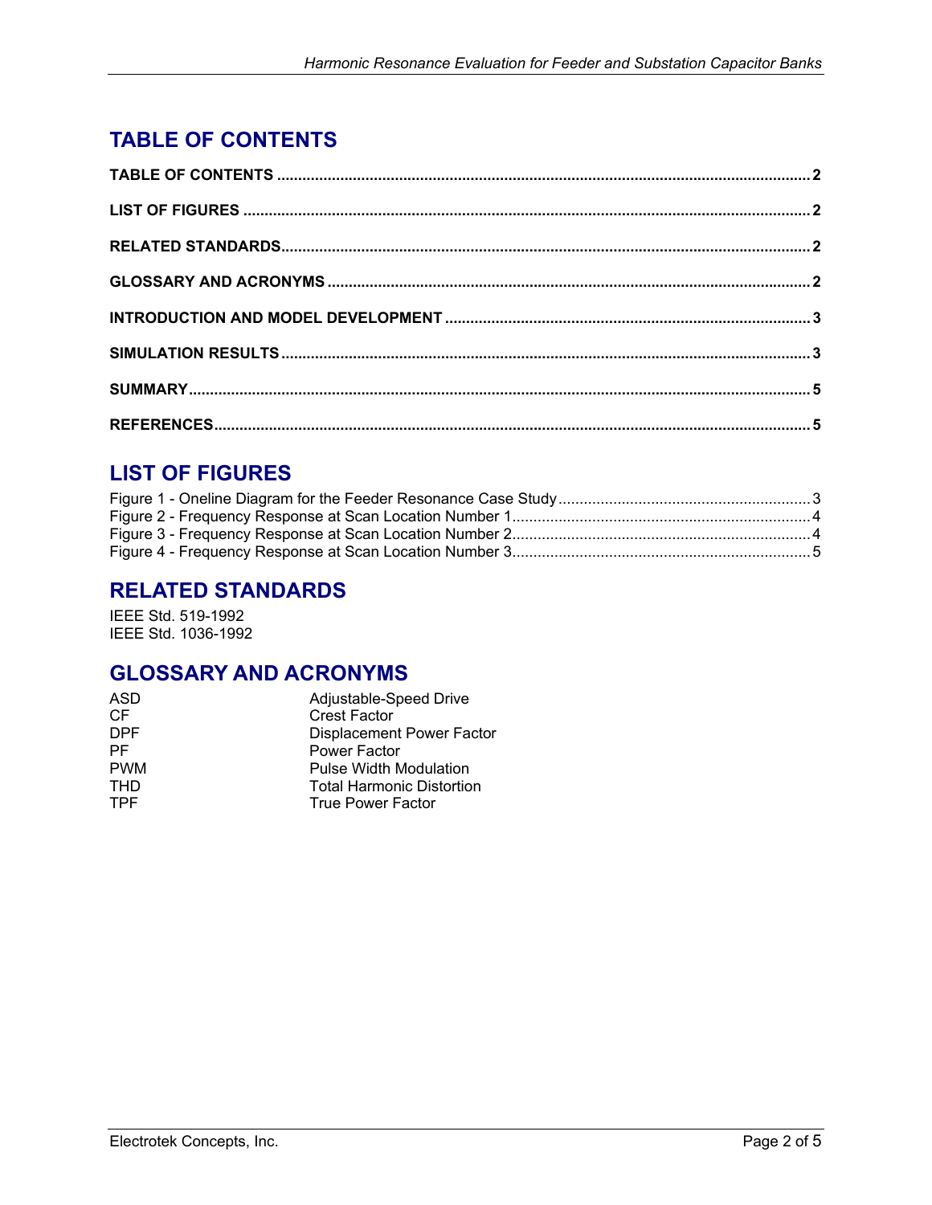# TABLE OF CONTENTS

**TABLE OF CONTENTS** .......... **2**

**LIST OF FIGURES** .......... **2**

**RELATED STANDARDS** .......... **2**

**GLOSSARY AND ACRONYMS** .......... **2**

**INTRODUCTION AND MODEL DEVELOPMENT** .......... **3**

**SIMULATION RESULTS** .......... **3**

**SUMMARY** .......... **5**

**REFERENCES** .......... **5**

# LIST OF FIGURES

Figure 1 - Oneline Diagram for the Feeder Resonance Case Study .......... 3
Figure 2 - Frequency Response at Scan Location Number 1 .......... 4
Figure 3 - Frequency Response at Scan Location Number 2 .......... 4
Figure 4 - Frequency Response at Scan Location Number 3 .......... 5

# RELATED STANDARDS

IEEE Std. 519-1992
IEEE Std. 1036-1992

# GLOSSARY AND ACRONYMS

| | |
|---|---|
| ASD | Adjustable-Speed Drive |
| CF | Crest Factor |
| DPF | Displacement Power Factor |
| PF | Power Factor |
| PWM | Pulse Width Modulation |
| THD | Total Harmonic Distortion |
| TPF | True Power Factor |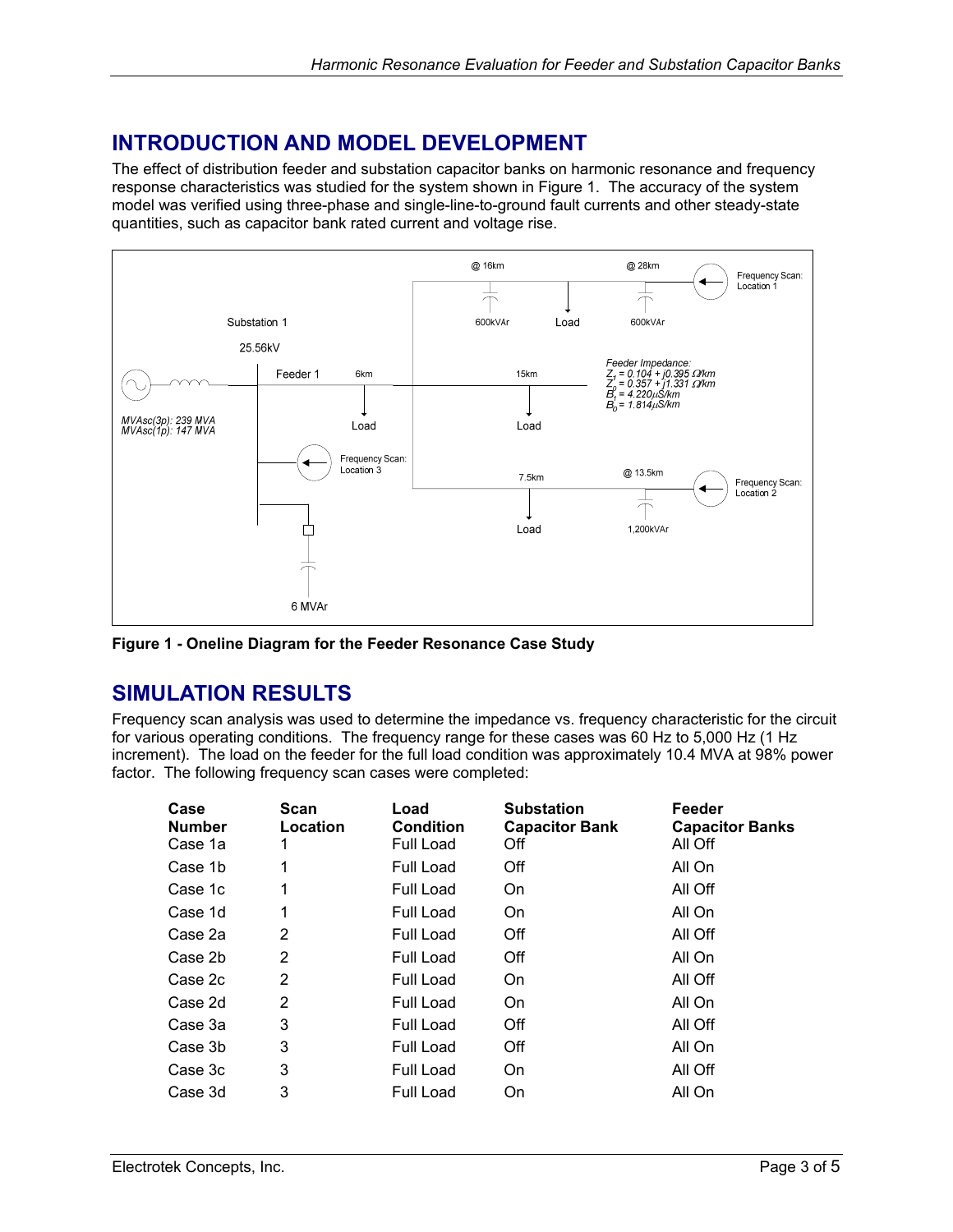## INTRODUCTION AND MODEL DEVELOPMENT

The effect of distribution feeder and substation capacitor banks on harmonic resonance and frequency response characteristics was studied for the system shown in Figure 1. The accuracy of the system model was verified using three-phase and single-line-to-ground fault currents and other steady-state quantities, such as capacitor bank rated current and voltage rise.

**Figure 1 - Oneline Diagram for the Feeder Resonance Case Study**

## SIMULATION RESULTS

Frequency scan analysis was used to determine the impedance vs. frequency characteristic for the circuit for various operating conditions. The frequency range for these cases was 60 Hz to 5,000 Hz (1 Hz increment). The load on the feeder for the full load condition was approximately 10.4 MVA at 98% power factor. The following frequency scan cases were completed:

| Case Number | Scan Location | Load Condition | Substation Capacitor Bank | Feeder Capacitor Banks |
|---|---|---|---|---|
| Case 1a | 1 | Full Load | Off | All Off |
| Case 1b | 1 | Full Load | Off | All On |
| Case 1c | 1 | Full Load | On | All Off |
| Case 1d | 1 | Full Load | On | All On |
| Case 2a | 2 | Full Load | Off | All Off |
| Case 2b | 2 | Full Load | Off | All On |
| Case 2c | 2 | Full Load | On | All Off |
| Case 2d | 2 | Full Load | On | All On |
| Case 3a | 3 | Full Load | Off | All Off |
| Case 3b | 3 | Full Load | Off | All On |
| Case 3c | 3 | Full Load | On | All Off |
| Case 3d | 3 | Full Load | On | All On |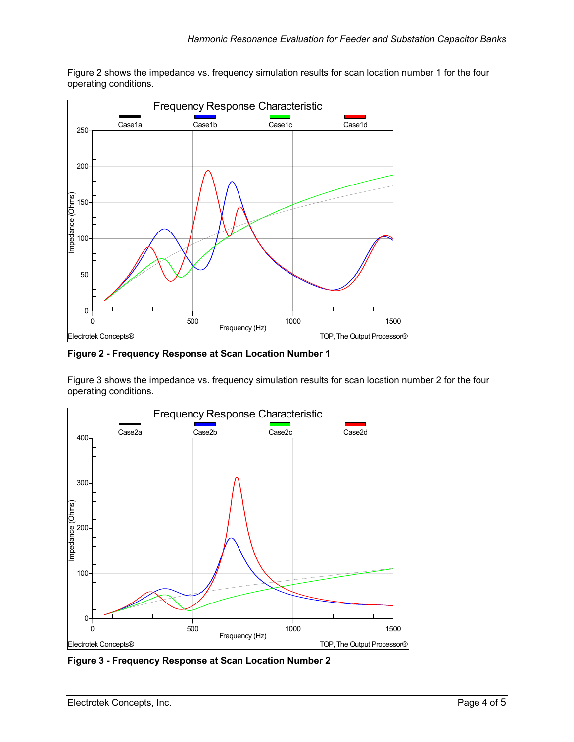Figure 2 shows the impedance vs. frequency simulation results for scan location number 1 for the four operating conditions.

**Figure 2 - Frequency Response at Scan Location Number 1**

Figure 3 shows the impedance vs. frequency simulation results for scan location number 2 for the four operating conditions.

**Figure 3 - Frequency Response at Scan Location Number 2**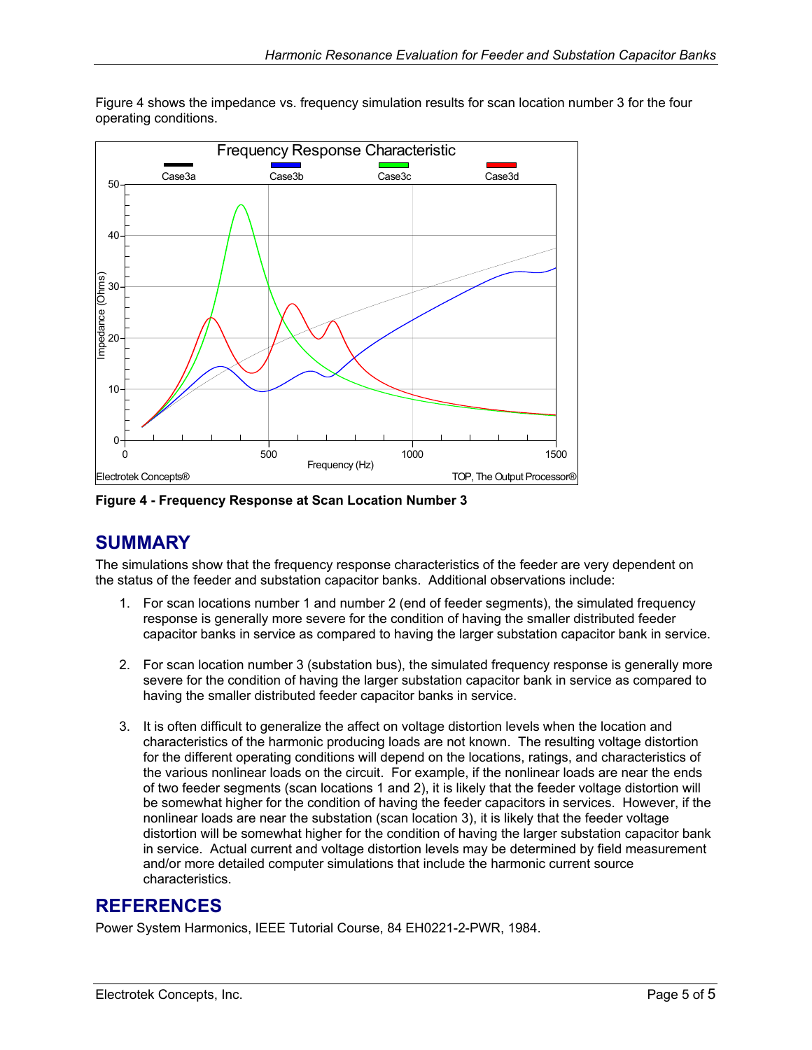Figure 4 shows the impedance vs. frequency simulation results for scan location number 3 for the four operating conditions.

Frequency Response Characteristic

Case3a
Case3b
Case3c
Case3d

Impedance (Ohms)

50
40
30
20
10
0

0
500
1000
1500

Frequency (Hz)

Electrotek Concepts®
TOP, The Output Processor®

**Figure 4 - Frequency Response at Scan Location Number 3**

## SUMMARY

The simulations show that the frequency response characteristics of the feeder are very dependent on the status of the feeder and substation capacitor banks. Additional observations include:

1. For scan locations number 1 and number 2 (end of feeder segments), the simulated frequency response is generally more severe for the condition of having the smaller distributed feeder capacitor banks in service as compared to having the larger substation capacitor bank in service.

2. For scan location number 3 (substation bus), the simulated frequency response is generally more severe for the condition of having the larger substation capacitor bank in service as compared to having the smaller distributed feeder capacitor banks in service.

3. It is often difficult to generalize the affect on voltage distortion levels when the location and characteristics of the harmonic producing loads are not known. The resulting voltage distortion for the different operating conditions will depend on the locations, ratings, and characteristics of the various nonlinear loads on the circuit. For example, if the nonlinear loads are near the ends of two feeder segments (scan locations 1 and 2), it is likely that the feeder voltage distortion will be somewhat higher for the condition of having the feeder capacitors in services. However, if the nonlinear loads are near the substation (scan location 3), it is likely that the feeder voltage distortion will be somewhat higher for the condition of having the larger substation capacitor bank in service. Actual current and voltage distortion levels may be determined by field measurement and/or more detailed computer simulations that include the harmonic current source characteristics.

## REFERENCES

Power System Harmonics, IEEE Tutorial Course, 84 EH0221-2-PWR, 1984.